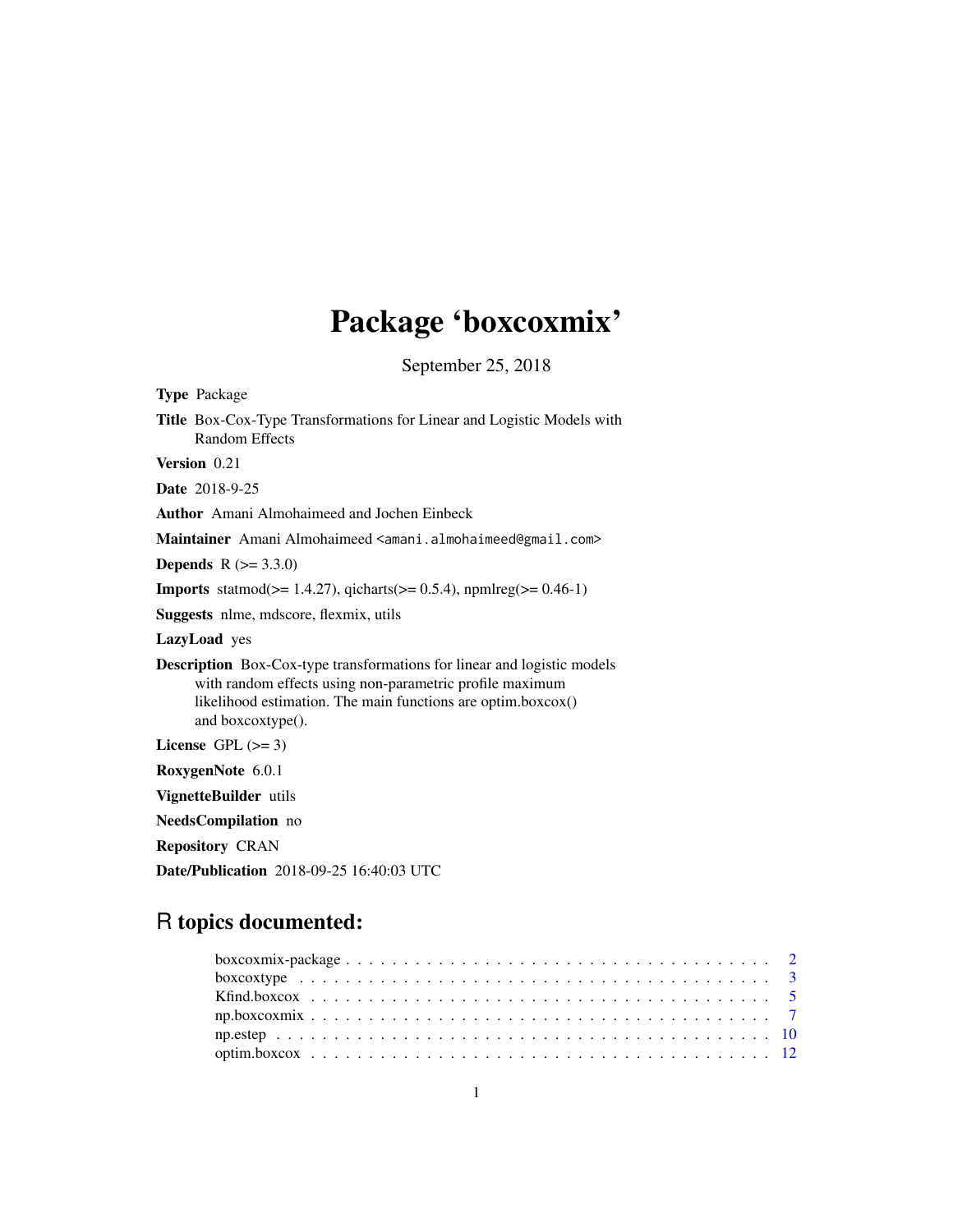# Package 'boxcoxmix'

September 25, 2018

**Type** Package

**Title** Box-Cox-Type Transformations for Linear and Logistic Models with Random Effects

**Version** 0.21

**Date** 2018-9-25

**Author** Amani Almohaimeed and Jochen Einbeck

**Maintainer** Amani Almohaimeed <amani.almohaimeed@gmail.com>

**Depends** R (>= 3.3.0)

**Imports** statmod(>= 1.4.27), qicharts(>= 0.5.4), npmlreg(>= 0.46-1)

**Suggests** nlme, mdscore, flexmix, utils

**LazyLoad** yes

**Description** Box-Cox-type transformations for linear and logistic models with random effects using non-parametric profile maximum likelihood estimation. The main functions are optim.boxcox() and boxcoxtype().

**License** GPL (>= 3)

**RoxygenNote** 6.0.1

**VignetteBuilder** utils

**NeedsCompilation** no

**Repository** CRAN

**Date/Publication** 2018-09-25 16:40:03 UTC

## R topics documented:

| | |
|---|---|
| boxcoxmix-package | 2 |
| boxcoxtype | 3 |
| Kfind.boxcox | 5 |
| np.boxcoxmix | 7 |
| np.estep | 10 |
| optim.boxcox | 12 |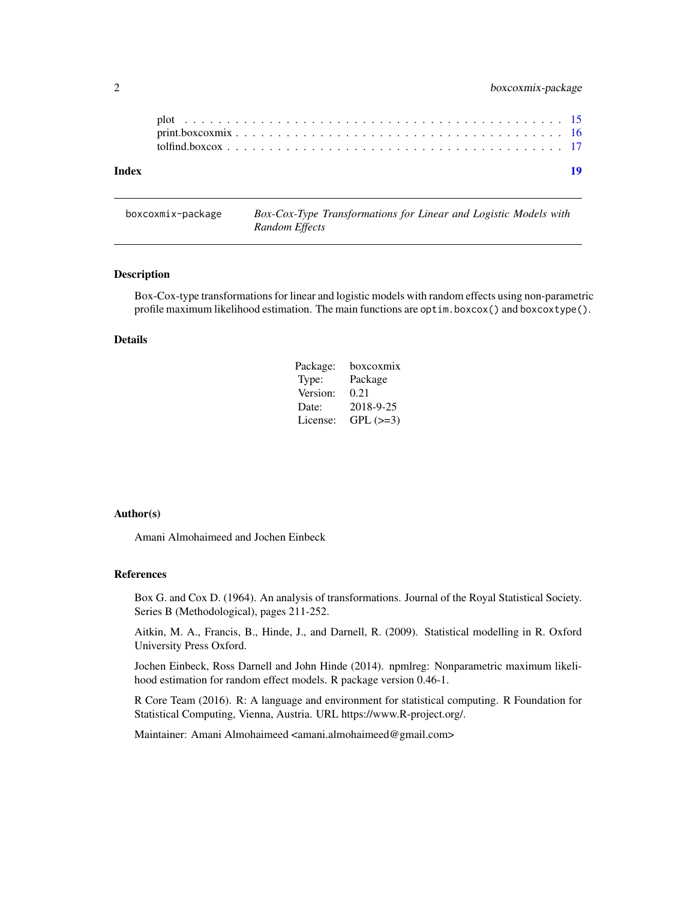plot . . . . . . . . . . . . . . . . . . . . . . . . . . . . . . . . . . . . . . . . . . . 15
print.boxcoxmix . . . . . . . . . . . . . . . . . . . . . . . . . . . . . . . . . . . . . 16
tolfind.boxcox . . . . . . . . . . . . . . . . . . . . . . . . . . . . . . . . . . . . . . 17

**Index** **19**

---

`boxcoxmix-package` *Box-Cox-Type Transformations for Linear and Logistic Models with Random Effects*

---

## Description

Box-Cox-type transformations for linear and logistic models with random effects using non-parametric profile maximum likelihood estimation. The main functions are `optim.boxcox()` and `boxcoxtype()`.

## Details

| | |
|---|---|
| Package: | boxcoxmix |
| Type: | Package |
| Version: | 0.21 |
| Date: | 2018-9-25 |
| License: | GPL (>=3) |

## Author(s)

Amani Almohaimeed and Jochen Einbeck

## References

Box G. and Cox D. (1964). An analysis of transformations. Journal of the Royal Statistical Society. Series B (Methodological), pages 211-252.

Aitkin, M. A., Francis, B., Hinde, J., and Darnell, R. (2009). Statistical modelling in R. Oxford University Press Oxford.

Jochen Einbeck, Ross Darnell and John Hinde (2014). npmlreg: Nonparametric maximum likelihood estimation for random effect models. R package version 0.46-1.

R Core Team (2016). R: A language and environment for statistical computing. R Foundation for Statistical Computing, Vienna, Austria. URL https://www.R-project.org/.

Maintainer: Amani Almohaimeed <amani.almohaimeed@gmail.com>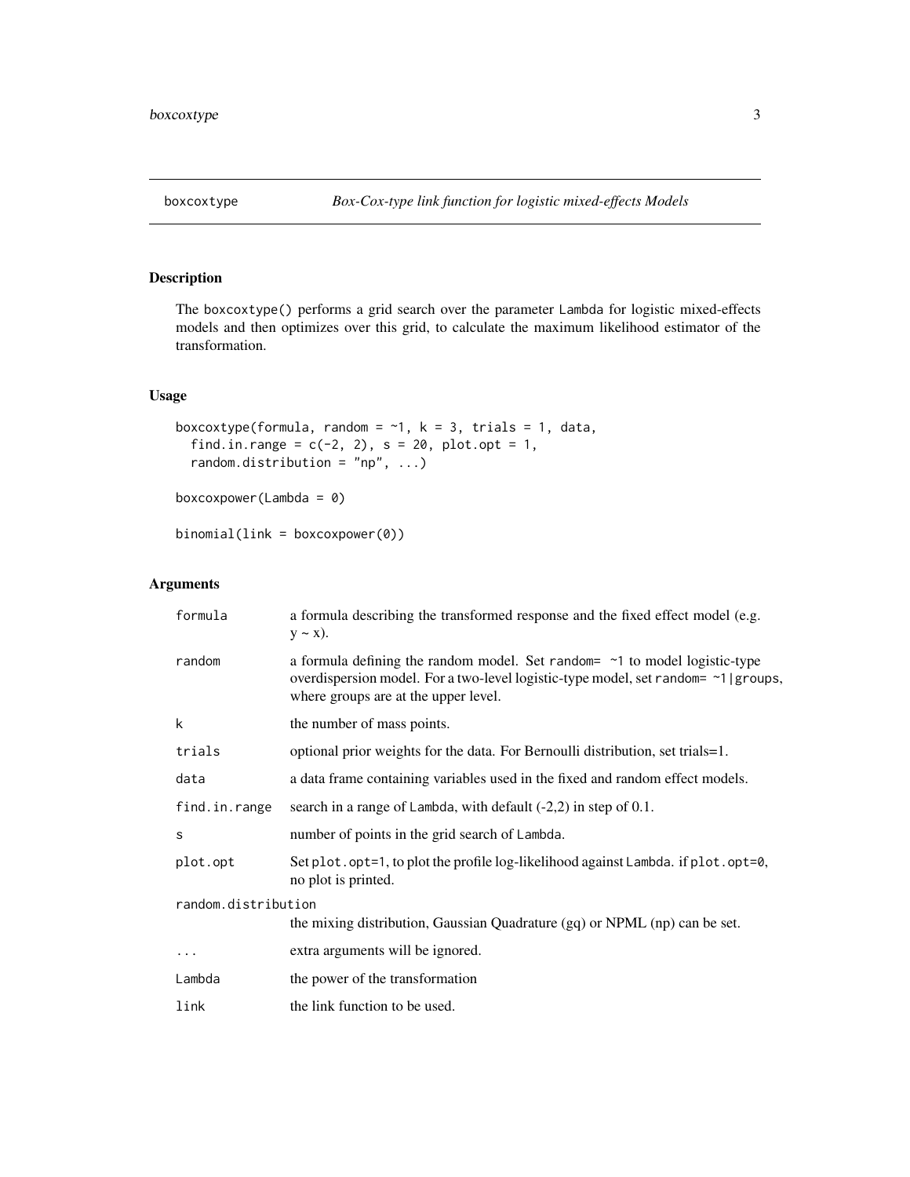boxcoxtype *Box-Cox-type link function for logistic mixed-effects Models*

## Description

The boxcoxtype() performs a grid search over the parameter Lambda for logistic mixed-effects models and then optimizes over this grid, to calculate the maximum likelihood estimator of the transformation.

## Usage

```
boxcoxtype(formula, random = ~1, k = 3, trials = 1, data,
  find.in.range = c(-2, 2), s = 20, plot.opt = 1,
  random.distribution = "np", ...)

boxcoxpower(Lambda = 0)

binomial(link = boxcoxpower(0))
```

## Arguments

| | |
|---|---|
| formula | a formula describing the transformed response and the fixed effect model (e.g. y ~ x). |
| random | a formula defining the random model. Set random= ~1 to model logistic-type overdispersion model. For a two-level logistic-type model, set random= ~1\|groups, where groups are at the upper level. |
| k | the number of mass points. |
| trials | optional prior weights for the data. For Bernoulli distribution, set trials=1. |
| data | a data frame containing variables used in the fixed and random effect models. |
| find.in.range | search in a range of Lambda, with default (-2,2) in step of 0.1. |
| s | number of points in the grid search of Lambda. |
| plot.opt | Set plot.opt=1, to plot the profile log-likelihood against Lambda. if plot.opt=0, no plot is printed. |
| random.distribution | the mixing distribution, Gaussian Quadrature (gq) or NPML (np) can be set. |
| ... | extra arguments will be ignored. |
| Lambda | the power of the transformation |
| link | the link function to be used. |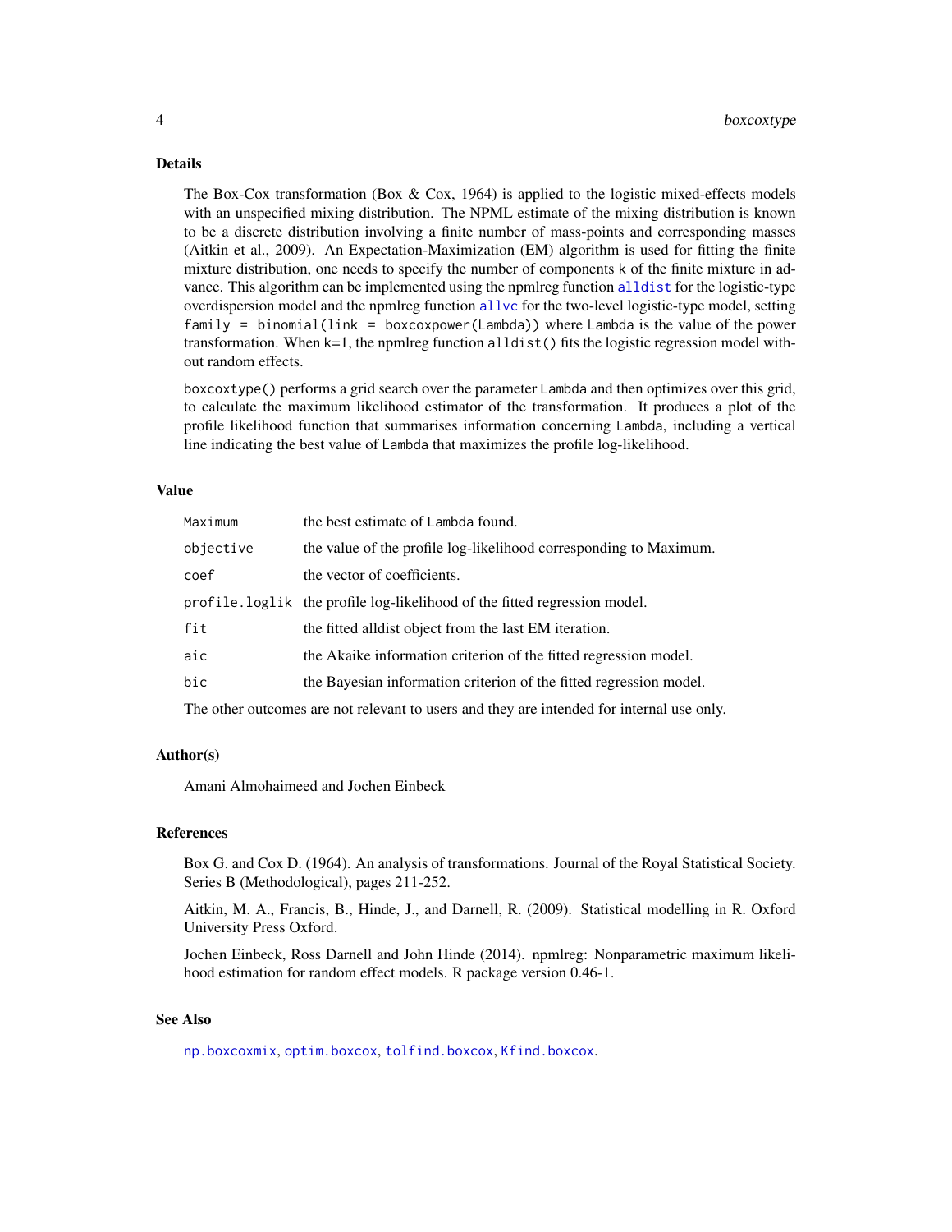## Details

The Box-Cox transformation (Box & Cox, 1964) is applied to the logistic mixed-effects models with an unspecified mixing distribution. The NPML estimate of the mixing distribution is known to be a discrete distribution involving a finite number of mass-points and corresponding masses (Aitkin et al., 2009). An Expectation-Maximization (EM) algorithm is used for fitting the finite mixture distribution, one needs to specify the number of components k of the finite mixture in advance. This algorithm can be implemented using the npmlreg function `alldist` for the logistic-type overdispersion model and the npmlreg function `allvc` for the two-level logistic-type model, setting `family = binomial(link = boxcoxpower(Lambda))` where `Lambda` is the value of the power transformation. When k=1, the npmlreg function `alldist()` fits the logistic regression model without random effects.

`boxcoxtype()` performs a grid search over the parameter `Lambda` and then optimizes over this grid, to calculate the maximum likelihood estimator of the transformation. It produces a plot of the profile likelihood function that summarises information concerning `Lambda`, including a vertical line indicating the best value of `Lambda` that maximizes the profile log-likelihood.

## Value

| | |
|---|---|
| `Maximum` | the best estimate of `Lambda` found. |
| `objective` | the value of the profile log-likelihood corresponding to Maximum. |
| `coef` | the vector of coefficients. |
| `profile.loglik` | the profile log-likelihood of the fitted regression model. |
| `fit` | the fitted alldist object from the last EM iteration. |
| `aic` | the Akaike information criterion of the fitted regression model. |
| `bic` | the Bayesian information criterion of the fitted regression model. |

The other outcomes are not relevant to users and they are intended for internal use only.

## Author(s)

Amani Almohaimeed and Jochen Einbeck

## References

Box G. and Cox D. (1964). An analysis of transformations. Journal of the Royal Statistical Society. Series B (Methodological), pages 211-252.

Aitkin, M. A., Francis, B., Hinde, J., and Darnell, R. (2009). Statistical modelling in R. Oxford University Press Oxford.

Jochen Einbeck, Ross Darnell and John Hinde (2014). npmlreg: Nonparametric maximum likelihood estimation for random effect models. R package version 0.46-1.

## See Also

`np.boxcoxmix`, `optim.boxcox`, `tolfind.boxcox`, `Kfind.boxcox`.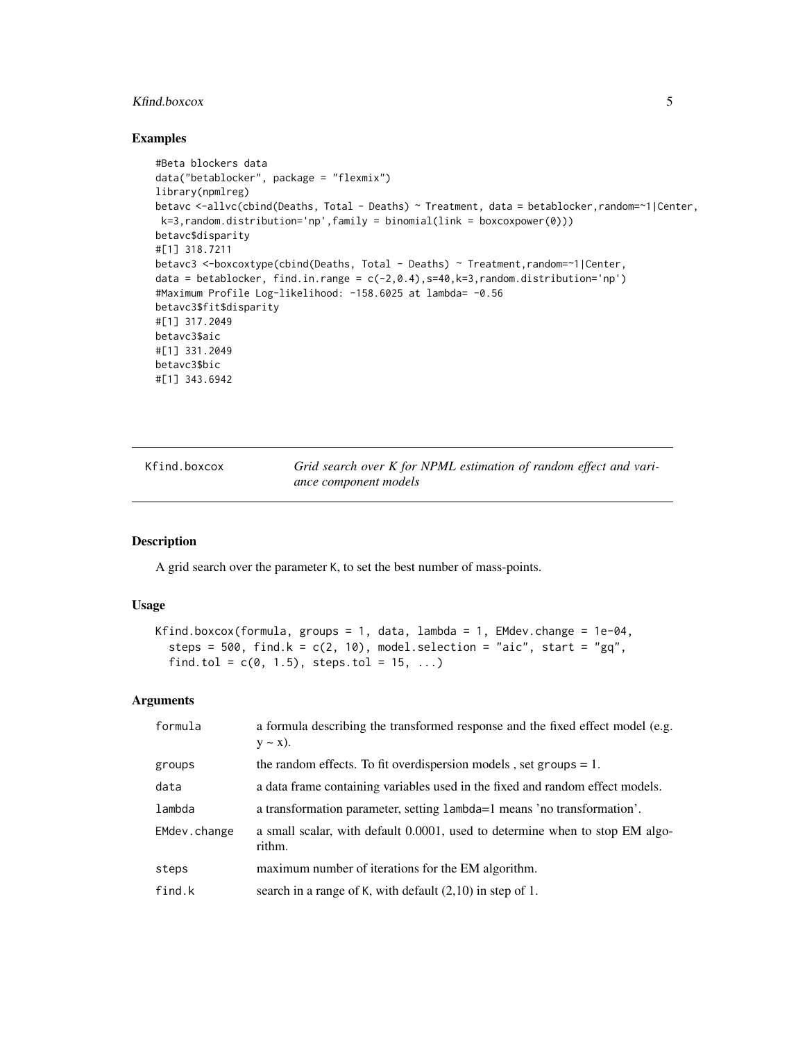### Examples

```
#Beta blockers data
data("betablocker", package = "flexmix")
library(npmlreg)
betavc <-allvc(cbind(Deaths, Total - Deaths) ~ Treatment, data = betablocker,random=~1|Center,
 k=3,random.distribution='np',family = binomial(link = boxcoxpower(0)))
betavc$disparity
#[1] 318.7211
betavc3 <-boxcoxtype(cbind(Deaths, Total - Deaths) ~ Treatment,random=~1|Center,
data = betablocker, find.in.range = c(-2,0.4),s=40,k=3,random.distribution='np')
#Maximum Profile Log-likelihood: -158.6025 at lambda= -0.56
betavc3$fit$disparity
#[1] 317.2049
betavc3$aic
#[1] 331.2049
betavc3$bic
#[1] 343.6942
```

---

## Kfind.boxcox — *Grid search over K for NPML estimation of random effect and variance component models*

### Description

A grid search over the parameter K, to set the best number of mass-points.

### Usage

```
Kfind.boxcox(formula, groups = 1, data, lambda = 1, EMdev.change = 1e-04,
  steps = 500, find.k = c(2, 10), model.selection = "aic", start = "gq",
  find.tol = c(0, 1.5), steps.tol = 15, ...)
```

### Arguments

| | |
|---|---|
| formula | a formula describing the transformed response and the fixed effect model (e.g. y ~ x). |
| groups | the random effects. To fit overdispersion models , set groups = 1. |
| data | a data frame containing variables used in the fixed and random effect models. |
| lambda | a transformation parameter, setting lambda=1 means 'no transformation'. |
| EMdev.change | a small scalar, with default 0.0001, used to determine when to stop EM algorithm. |
| steps | maximum number of iterations for the EM algorithm. |
| find.k | search in a range of K, with default (2,10) in step of 1. |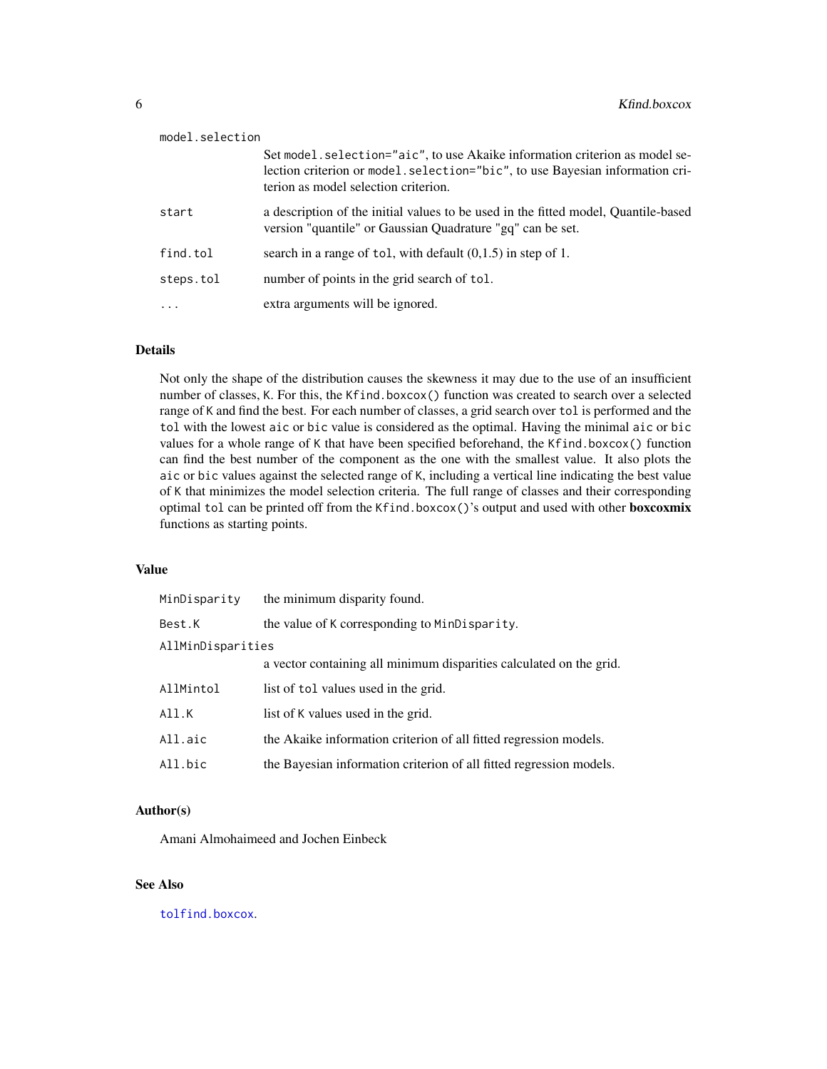| | |
|---|---|
| `model.selection` | Set `model.selection="aic"`, to use Akaike information criterion as model selection criterion or `model.selection="bic"`, to use Bayesian information criterion as model selection criterion. |
| `start` | a description of the initial values to be used in the fitted model, Quantile-based version "quantile" or Gaussian Quadrature "gq" can be set. |
| `find.tol` | search in a range of `tol`, with default (0,1.5) in step of 1. |
| `steps.tol` | number of points in the grid search of `tol`. |
| `...` | extra arguments will be ignored. |

### Details

Not only the shape of the distribution causes the skewness it may due to the use of an insufficient number of classes, `K`. For this, the `Kfind.boxcox()` function was created to search over a selected range of `K` and find the best. For each number of classes, a grid search over `tol` is performed and the `tol` with the lowest `aic` or `bic` value is considered as the optimal. Having the minimal `aic` or `bic` values for a whole range of `K` that have been specified beforehand, the `Kfind.boxcox()` function can find the best number of the component as the one with the smallest value. It also plots the `aic` or `bic` values against the selected range of `K`, including a vertical line indicating the best value of `K` that minimizes the model selection criteria. The full range of classes and their corresponding optimal `tol` can be printed off from the `Kfind.boxcox()`'s output and used with other **boxcoxmix** functions as starting points.

### Value

| | |
|---|---|
| `MinDisparity` | the minimum disparity found. |
| `Best.K` | the value of `K` corresponding to `MinDisparity`. |
| `AllMinDisparities` | a vector containing all minimum disparities calculated on the grid. |
| `AllMintol` | list of `tol` values used in the grid. |
| `All.K` | list of `K` values used in the grid. |
| `All.aic` | the Akaike information criterion of all fitted regression models. |
| `All.bic` | the Bayesian information criterion of all fitted regression models. |

### Author(s)

Amani Almohaimeed and Jochen Einbeck

### See Also

`tolfind.boxcox`.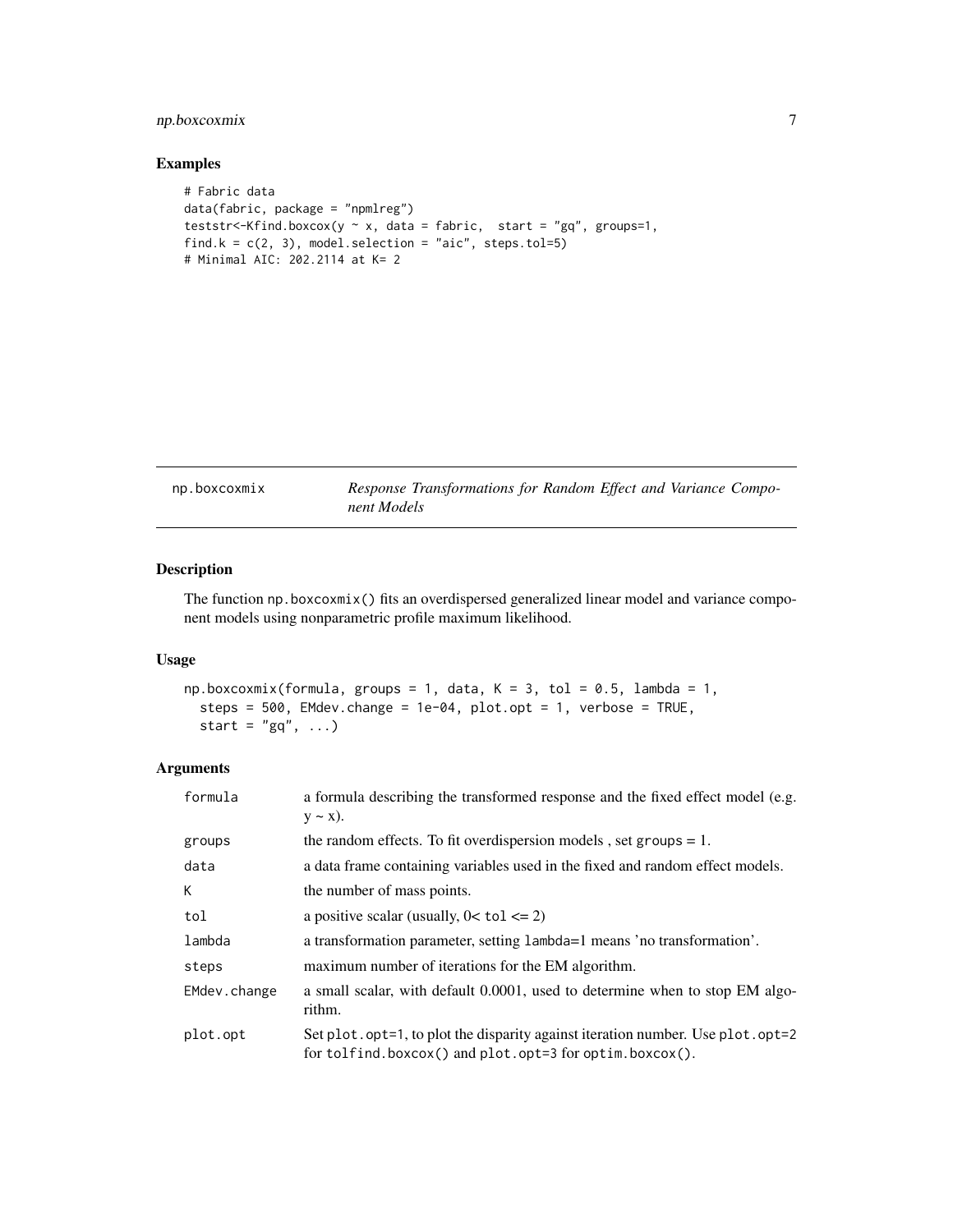## Examples

```
# Fabric data
data(fabric, package = "npmlreg")
teststr<-Kfind.boxcox(y ~ x, data = fabric,  start = "gq", groups=1,
find.k = c(2, 3), model.selection = "aic", steps.tol=5)
# Minimal AIC: 202.2114 at K= 2
```

---

# np.boxcoxmix — *Response Transformations for Random Effect and Variance Component Models*

## Description

The function np.boxcoxmix() fits an overdispersed generalized linear model and variance component models using nonparametric profile maximum likelihood.

## Usage

```
np.boxcoxmix(formula, groups = 1, data, K = 3, tol = 0.5, lambda = 1,
  steps = 500, EMdev.change = 1e-04, plot.opt = 1, verbose = TRUE,
  start = "gq", ...)
```

## Arguments

| | |
|---|---|
| formula | a formula describing the transformed response and the fixed effect model (e.g. y ~ x). |
| groups | the random effects. To fit overdispersion models , set groups = 1. |
| data | a data frame containing variables used in the fixed and random effect models. |
| K | the number of mass points. |
| tol | a positive scalar (usually, 0< tol <= 2) |
| lambda | a transformation parameter, setting lambda=1 means 'no transformation'. |
| steps | maximum number of iterations for the EM algorithm. |
| EMdev.change | a small scalar, with default 0.0001, used to determine when to stop EM algorithm. |
| plot.opt | Set plot.opt=1, to plot the disparity against iteration number. Use plot.opt=2 for tolfind.boxcox() and plot.opt=3 for optim.boxcox(). |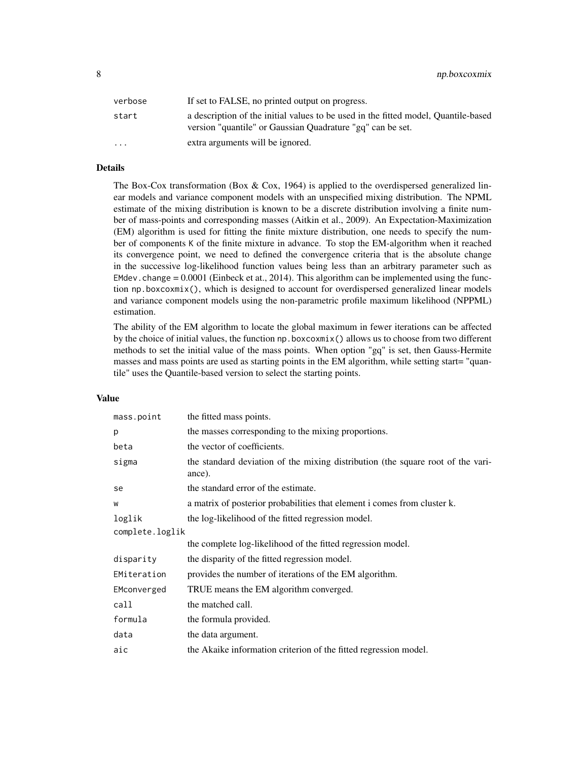| | |
|---|---|
| `verbose` | If set to FALSE, no printed output on progress. |
| `start` | a description of the initial values to be used in the fitted model, Quantile-based version "quantile" or Gaussian Quadrature "gq" can be set. |
| `...` | extra arguments will be ignored. |

## Details

The Box-Cox transformation (Box & Cox, 1964) is applied to the overdispersed generalized linear models and variance component models with an unspecified mixing distribution. The NPML estimate of the mixing distribution is known to be a discrete distribution involving a finite number of mass-points and corresponding masses (Aitkin et al., 2009). An Expectation-Maximization (EM) algorithm is used for fitting the finite mixture distribution, one needs to specify the number of components `K` of the finite mixture in advance. To stop the EM-algorithm when it reached its convergence point, we need to defined the convergence criteria that is the absolute change in the successive log-likelihood function values being less than an arbitrary parameter such as `EMdev.change` = 0.0001 (Einbeck et at., 2014). This algorithm can be implemented using the function `np.boxcoxmix()`, which is designed to account for overdispersed generalized linear models and variance component models using the non-parametric profile maximum likelihood (NPPML) estimation.

The ability of the EM algorithm to locate the global maximum in fewer iterations can be affected by the choice of initial values, the function `np.boxcoxmix()` allows us to choose from two different methods to set the initial value of the mass points. When option "gq" is set, then Gauss-Hermite masses and mass points are used as starting points in the EM algorithm, while setting start= "quantile" uses the Quantile-based version to select the starting points.

## Value

| | |
|---|---|
| `mass.point` | the fitted mass points. |
| `p` | the masses corresponding to the mixing proportions. |
| `beta` | the vector of coefficients. |
| `sigma` | the standard deviation of the mixing distribution (the square root of the variance). |
| `se` | the standard error of the estimate. |
| `w` | a matrix of posterior probabilities that element i comes from cluster k. |
| `loglik` | the log-likelihood of the fitted regression model. |
| `complete.loglik` | the complete log-likelihood of the fitted regression model. |
| `disparity` | the disparity of the fitted regression model. |
| `EMiteration` | provides the number of iterations of the EM algorithm. |
| `EMconverged` | TRUE means the EM algorithm converged. |
| `call` | the matched call. |
| `formula` | the formula provided. |
| `data` | the data argument. |
| `aic` | the Akaike information criterion of the fitted regression model. |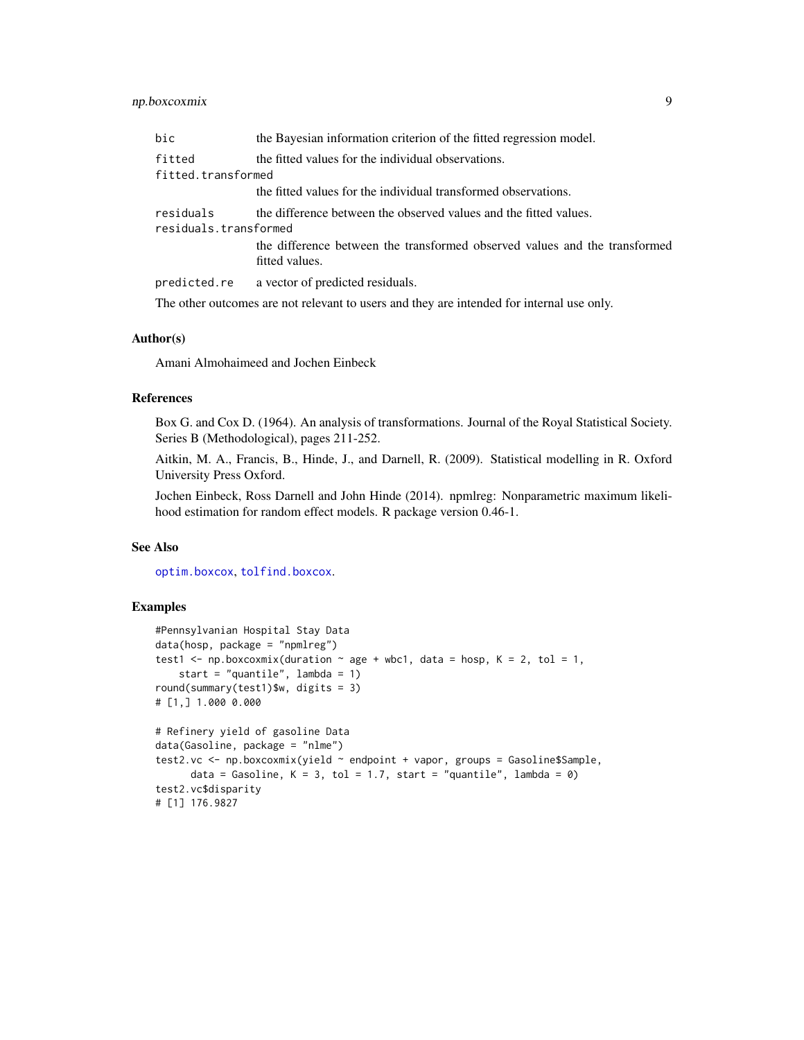| | |
|---|---|
| `bic` | the Bayesian information criterion of the fitted regression model. |
| `fitted` | the fitted values for the individual observations. |
| `fitted.transformed` | the fitted values for the individual transformed observations. |
| `residuals` | the difference between the observed values and the fitted values. |
| `residuals.transformed` | the difference between the transformed observed values and the transformed fitted values. |
| `predicted.re` | a vector of predicted residuals. |

The other outcomes are not relevant to users and they are intended for internal use only.

## Author(s)

Amani Almohaimeed and Jochen Einbeck

## References

Box G. and Cox D. (1964). An analysis of transformations. Journal of the Royal Statistical Society. Series B (Methodological), pages 211-252.

Aitkin, M. A., Francis, B., Hinde, J., and Darnell, R. (2009). Statistical modelling in R. Oxford University Press Oxford.

Jochen Einbeck, Ross Darnell and John Hinde (2014). npmlreg: Nonparametric maximum likelihood estimation for random effect models. R package version 0.46-1.

## See Also

`optim.boxcox`, `tolfind.boxcox`.

## Examples

```
#Pennsylvanian Hospital Stay Data
data(hosp, package = "npmlreg")
test1 <- np.boxcoxmix(duration ~ age + wbc1, data = hosp, K = 2, tol = 1,
    start = "quantile", lambda = 1)
round(summary(test1)$w, digits = 3)
# [1,] 1.000 0.000

# Refinery yield of gasoline Data
data(Gasoline, package = "nlme")
test2.vc <- np.boxcoxmix(yield ~ endpoint + vapor, groups = Gasoline$Sample,
      data = Gasoline, K = 3, tol = 1.7, start = "quantile", lambda = 0)
test2.vc$disparity
# [1] 176.9827
```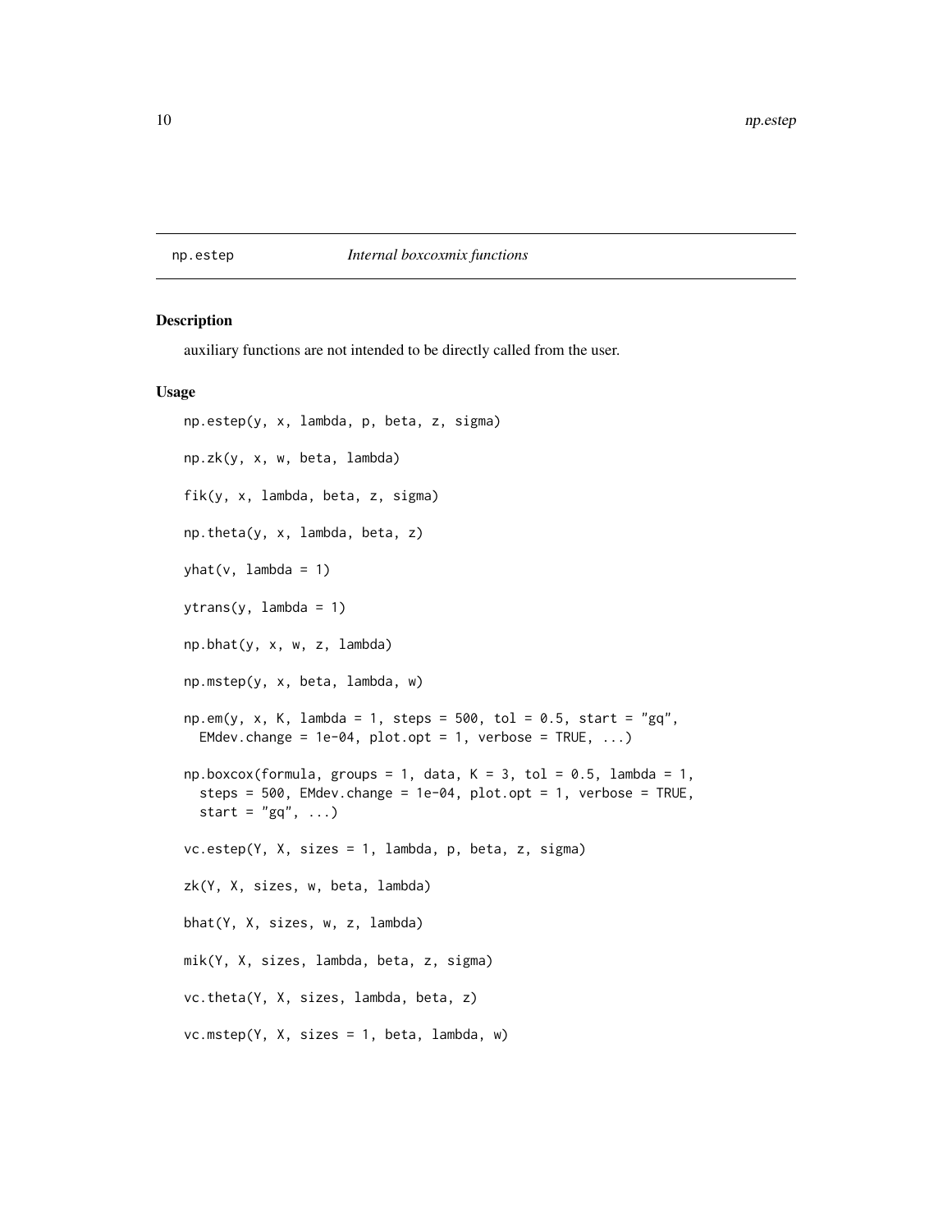np.estep *Internal boxcoxmix functions*

## Description

auxiliary functions are not intended to be directly called from the user.

## Usage

```
np.estep(y, x, lambda, p, beta, z, sigma)

np.zk(y, x, w, beta, lambda)

fik(y, x, lambda, beta, z, sigma)

np.theta(y, x, lambda, beta, z)

yhat(v, lambda = 1)

ytrans(y, lambda = 1)

np.bhat(y, x, w, z, lambda)

np.mstep(y, x, beta, lambda, w)

np.em(y, x, K, lambda = 1, steps = 500, tol = 0.5, start = "gq",
  EMdev.change = 1e-04, plot.opt = 1, verbose = TRUE, ...)

np.boxcox(formula, groups = 1, data, K = 3, tol = 0.5, lambda = 1,
  steps = 500, EMdev.change = 1e-04, plot.opt = 1, verbose = TRUE,
  start = "gq", ...)

vc.estep(Y, X, sizes = 1, lambda, p, beta, z, sigma)

zk(Y, X, sizes, w, beta, lambda)

bhat(Y, X, sizes, w, z, lambda)

mik(Y, X, sizes, lambda, beta, z, sigma)

vc.theta(Y, X, sizes, lambda, beta, z)

vc.mstep(Y, X, sizes = 1, beta, lambda, w)
```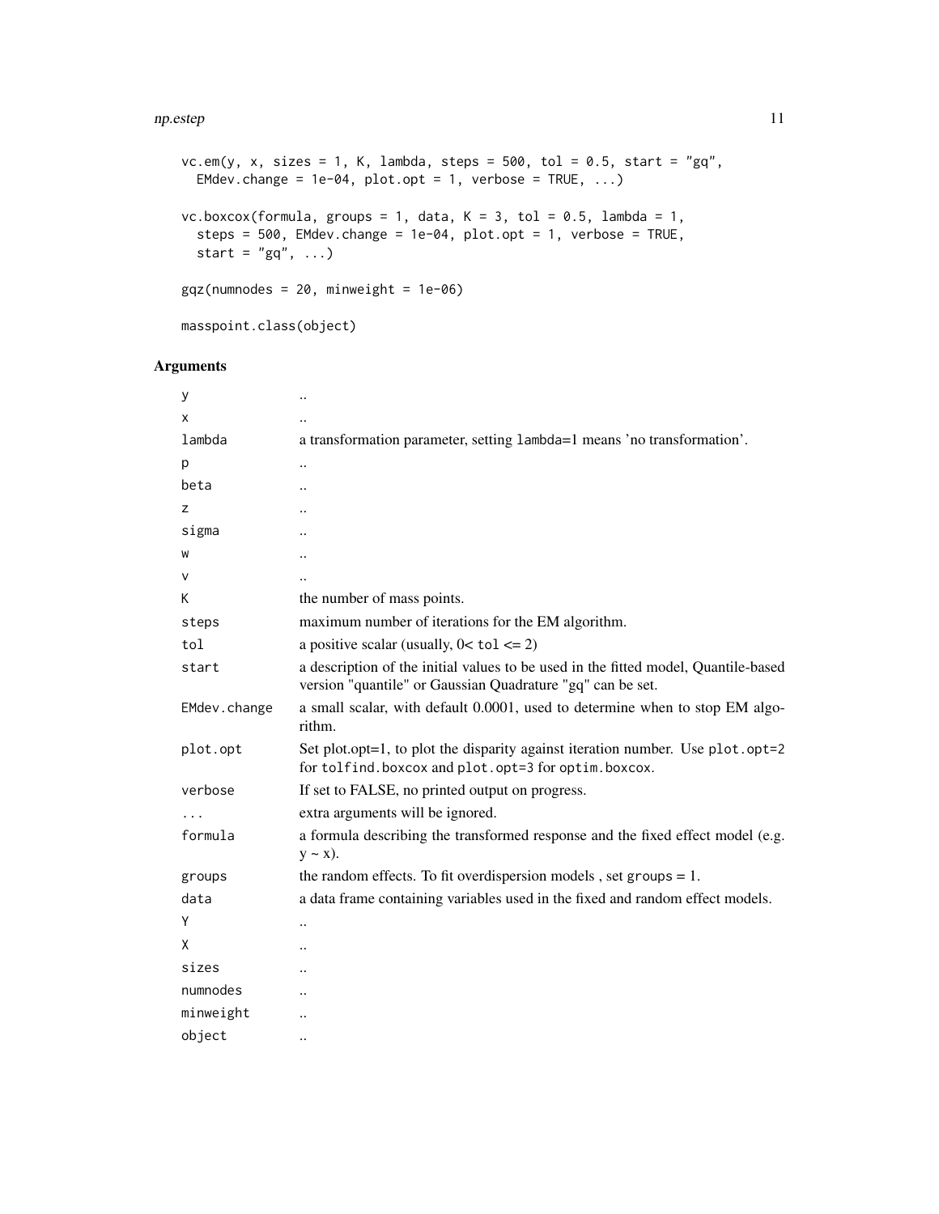```
vc.em(y, x, sizes = 1, K, lambda, steps = 500, tol = 0.5, start = "gq",
  EMdev.change = 1e-04, plot.opt = 1, verbose = TRUE, ...)

vc.boxcox(formula, groups = 1, data, K = 3, tol = 0.5, lambda = 1,
  steps = 500, EMdev.change = 1e-04, plot.opt = 1, verbose = TRUE,
  start = "gq", ...)

gqz(numnodes = 20, minweight = 1e-06)

masspoint.class(object)
```

## Arguments

| | |
|---|---|
| `y` | .. |
| `x` | .. |
| `lambda` | a transformation parameter, setting `lambda=1` means 'no transformation'. |
| `p` | .. |
| `beta` | .. |
| `z` | .. |
| `sigma` | .. |
| `w` | .. |
| `v` | .. |
| `K` | the number of mass points. |
| `steps` | maximum number of iterations for the EM algorithm. |
| `tol` | a positive scalar (usually, 0< `tol` <= 2) |
| `start` | a description of the initial values to be used in the fitted model, Quantile-based version "quantile" or Gaussian Quadrature "gq" can be set. |
| `EMdev.change` | a small scalar, with default 0.0001, used to determine when to stop EM algorithm. |
| `plot.opt` | Set plot.opt=1, to plot the disparity against iteration number. Use `plot.opt=2` for `tolfind.boxcox` and `plot.opt=3` for `optim.boxcox`. |
| `verbose` | If set to FALSE, no printed output on progress. |
| `...` | extra arguments will be ignored. |
| `formula` | a formula describing the transformed response and the fixed effect model (e.g. y ~ x). |
| `groups` | the random effects. To fit overdispersion models , set `groups` = 1. |
| `data` | a data frame containing variables used in the fixed and random effect models. |
| `Y` | .. |
| `X` | .. |
| `sizes` | .. |
| `numnodes` | .. |
| `minweight` | .. |
| `object` | .. |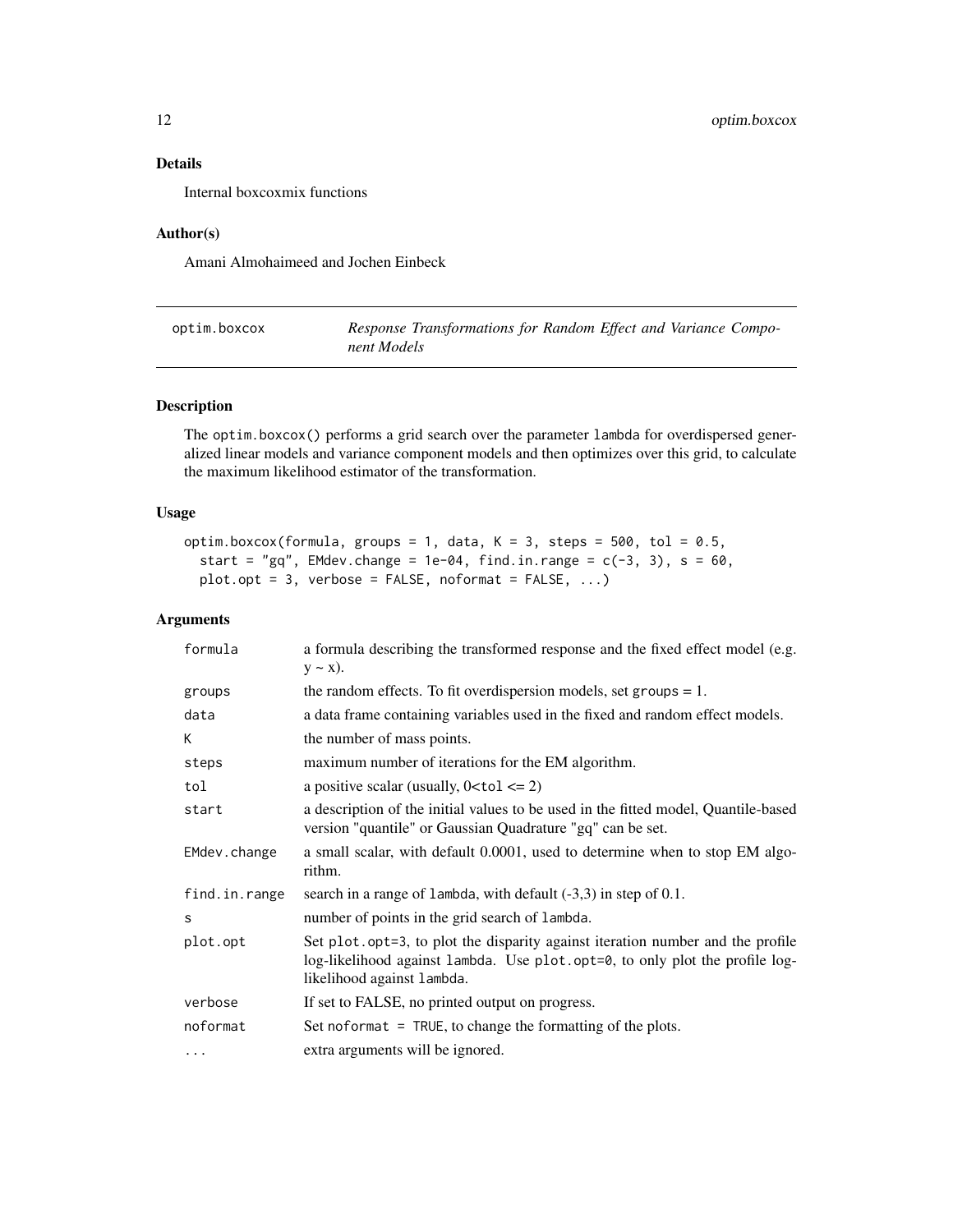## Details

Internal boxcoxmix functions

## Author(s)

Amani Almohaimeed and Jochen Einbeck

---

# optim.boxcox — *Response Transformations for Random Effect and Variance Component Models*

## Description

The optim.boxcox() performs a grid search over the parameter lambda for overdispersed generalized linear models and variance component models and then optimizes over this grid, to calculate the maximum likelihood estimator of the transformation.

## Usage

```
optim.boxcox(formula, groups = 1, data, K = 3, steps = 500, tol = 0.5,
  start = "gq", EMdev.change = 1e-04, find.in.range = c(-3, 3), s = 60,
  plot.opt = 3, verbose = FALSE, noformat = FALSE, ...)
```

## Arguments

| | |
|---|---|
| formula | a formula describing the transformed response and the fixed effect model (e.g. y ~ x). |
| groups | the random effects. To fit overdispersion models, set groups = 1. |
| data | a data frame containing variables used in the fixed and random effect models. |
| K | the number of mass points. |
| steps | maximum number of iterations for the EM algorithm. |
| tol | a positive scalar (usually, 0<tol <= 2) |
| start | a description of the initial values to be used in the fitted model, Quantile-based version "quantile" or Gaussian Quadrature "gq" can be set. |
| EMdev.change | a small scalar, with default 0.0001, used to determine when to stop EM algorithm. |
| find.in.range | search in a range of lambda, with default (-3,3) in step of 0.1. |
| s | number of points in the grid search of lambda. |
| plot.opt | Set plot.opt=3, to plot the disparity against iteration number and the profile log-likelihood against lambda. Use plot.opt=0, to only plot the profile log-likelihood against lambda. |
| verbose | If set to FALSE, no printed output on progress. |
| noformat | Set noformat = TRUE, to change the formatting of the plots. |
| ... | extra arguments will be ignored. |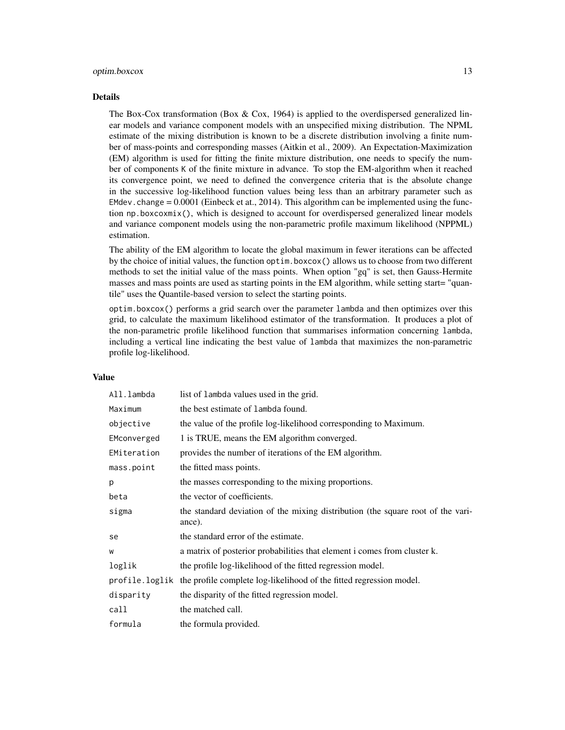## Details

The Box-Cox transformation (Box & Cox, 1964) is applied to the overdispersed generalized linear models and variance component models with an unspecified mixing distribution. The NPML estimate of the mixing distribution is known to be a discrete distribution involving a finite number of mass-points and corresponding masses (Aitkin et al., 2009). An Expectation-Maximization (EM) algorithm is used for fitting the finite mixture distribution, one needs to specify the number of components `K` of the finite mixture in advance. To stop the EM-algorithm when it reached its convergence point, we need to defined the convergence criteria that is the absolute change in the successive log-likelihood function values being less than an arbitrary parameter such as `EMdev.change` = 0.0001 (Einbeck et at., 2014). This algorithm can be implemented using the function `np.boxcoxmix()`, which is designed to account for overdispersed generalized linear models and variance component models using the non-parametric profile maximum likelihood (NPPML) estimation.

The ability of the EM algorithm to locate the global maximum in fewer iterations can be affected by the choice of initial values, the function `optim.boxcox()` allows us to choose from two different methods to set the initial value of the mass points. When option "gq" is set, then Gauss-Hermite masses and mass points are used as starting points in the EM algorithm, while setting start= "quantile" uses the Quantile-based version to select the starting points.

`optim.boxcox()` performs a grid search over the parameter `lambda` and then optimizes over this grid, to calculate the maximum likelihood estimator of the transformation. It produces a plot of the non-parametric profile likelihood function that summarises information concerning `lambda`, including a vertical line indicating the best value of `lambda` that maximizes the non-parametric profile log-likelihood.

## Value

| | |
|---|---|
| `All.lambda` | list of `lambda` values used in the grid. |
| `Maximum` | the best estimate of `lambda` found. |
| `objective` | the value of the profile log-likelihood corresponding to Maximum. |
| `EMconverged` | 1 is TRUE, means the EM algorithm converged. |
| `EMiteration` | provides the number of iterations of the EM algorithm. |
| `mass.point` | the fitted mass points. |
| `p` | the masses corresponding to the mixing proportions. |
| `beta` | the vector of coefficients. |
| `sigma` | the standard deviation of the mixing distribution (the square root of the variance). |
| `se` | the standard error of the estimate. |
| `w` | a matrix of posterior probabilities that element i comes from cluster k. |
| `loglik` | the profile log-likelihood of the fitted regression model. |
| `profile.loglik` | the profile complete log-likelihood of the fitted regression model. |
| `disparity` | the disparity of the fitted regression model. |
| `call` | the matched call. |
| `formula` | the formula provided. |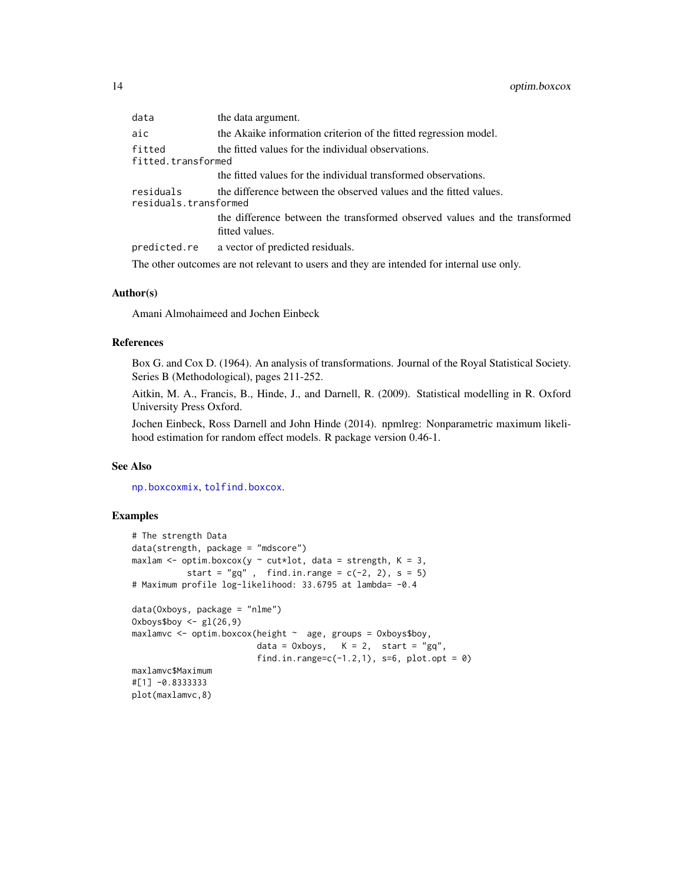| | |
|---|---|
| `data` | the data argument. |
| `aic` | the Akaike information criterion of the fitted regression model. |
| `fitted` | the fitted values for the individual observations. |
| `fitted.transformed` | the fitted values for the individual transformed observations. |
| `residuals` | the difference between the observed values and the fitted values. |
| `residuals.transformed` | the difference between the transformed observed values and the transformed fitted values. |
| `predicted.re` | a vector of predicted residuals. |

The other outcomes are not relevant to users and they are intended for internal use only.

### Author(s)

Amani Almohaimeed and Jochen Einbeck

### References

Box G. and Cox D. (1964). An analysis of transformations. Journal of the Royal Statistical Society. Series B (Methodological), pages 211-252.

Aitkin, M. A., Francis, B., Hinde, J., and Darnell, R. (2009). Statistical modelling in R. Oxford University Press Oxford.

Jochen Einbeck, Ross Darnell and John Hinde (2014). npmlreg: Nonparametric maximum likelihood estimation for random effect models. R package version 0.46-1.

### See Also

np.boxcoxmix, tolfind.boxcox.

### Examples

```
# The strength Data
data(strength, package = "mdscore")
maxlam <- optim.boxcox(y ~ cut*lot, data = strength, K = 3,
           start = "gq" ,  find.in.range = c(-2, 2), s = 5)
# Maximum profile log-likelihood: 33.6795 at lambda= -0.4

data(Oxboys, package = "nlme")
Oxboys$boy <- gl(26,9)
maxlamvc <- optim.boxcox(height ~  age, groups = Oxboys$boy,
                         data = Oxboys,   K = 2,  start = "gq",
                         find.in.range=c(-1.2,1), s=6, plot.opt = 0)
maxlamvc$Maximum
#[1] -0.8333333
plot(maxlamvc,8)
```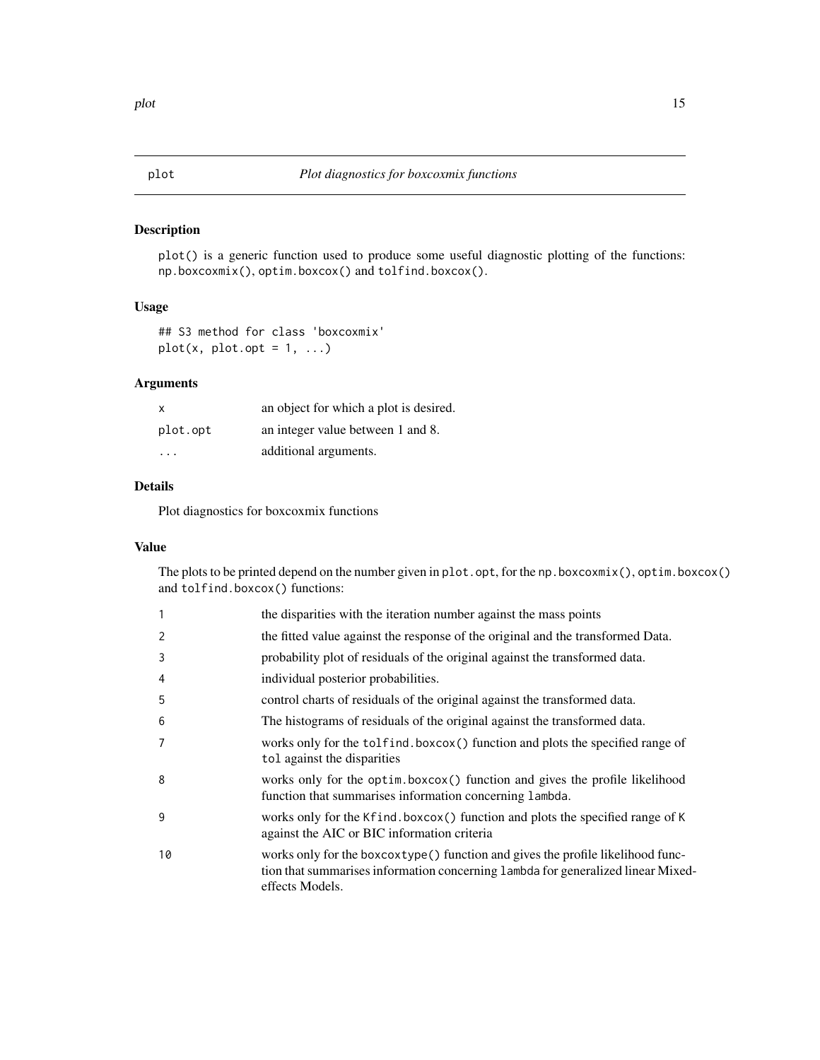## plot — *Plot diagnostics for boxcoxmix functions*

### Description

plot() is a generic function used to produce some useful diagnostic plotting of the functions: np.boxcoxmix(), optim.boxcox() and tolfind.boxcox().

### Usage

```
## S3 method for class 'boxcoxmix'
plot(x, plot.opt = 1, ...)
```

### Arguments

| | |
|---|---|
| x | an object for which a plot is desired. |
| plot.opt | an integer value between 1 and 8. |
| ... | additional arguments. |

### Details

Plot diagnostics for boxcoxmix functions

### Value

The plots to be printed depend on the number given in plot.opt, for the np.boxcoxmix(), optim.boxcox() and tolfind.boxcox() functions:

| | |
|---|---|
| 1 | the disparities with the iteration number against the mass points |
| 2 | the fitted value against the response of the original and the transformed Data. |
| 3 | probability plot of residuals of the original against the transformed data. |
| 4 | individual posterior probabilities. |
| 5 | control charts of residuals of the original against the transformed data. |
| 6 | The histograms of residuals of the original against the transformed data. |
| 7 | works only for the tolfind.boxcox() function and plots the specified range of tol against the disparities |
| 8 | works only for the optim.boxcox() function and gives the profile likelihood function that summarises information concerning lambda. |
| 9 | works only for the Kfind.boxcox() function and plots the specified range of K against the AIC or BIC information criteria |
| 10 | works only for the boxcoxtype() function and gives the profile likelihood function that summarises information concerning lambda for generalized linear Mixed-effects Models. |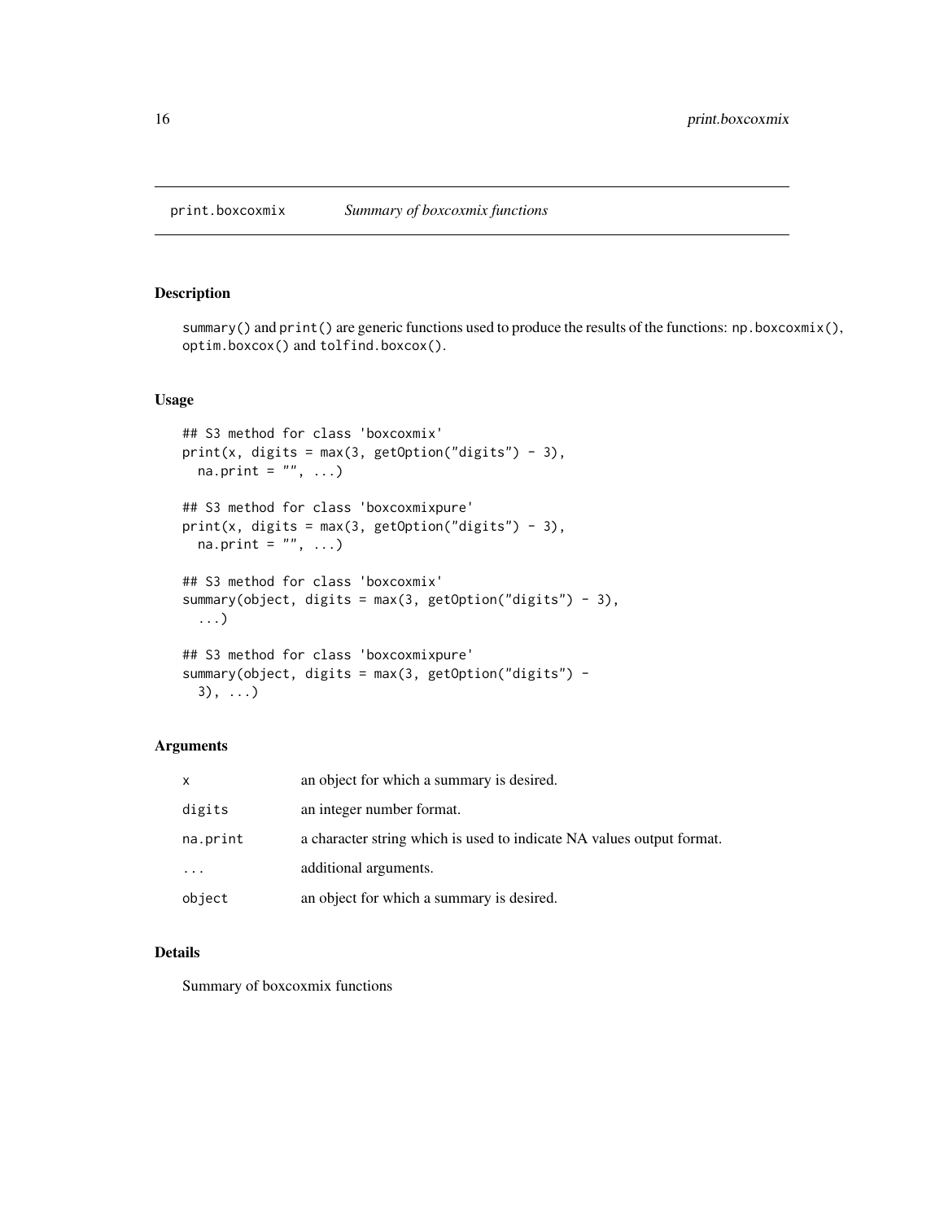print.boxcoxmix *Summary of boxcoxmix functions*

## Description

`summary()` and `print()` are generic functions used to produce the results of the functions: `np.boxcoxmix()`, `optim.boxcox()` and `tolfind.boxcox()`.

## Usage

```
## S3 method for class 'boxcoxmix'
print(x, digits = max(3, getOption("digits") - 3),
  na.print = "", ...)

## S3 method for class 'boxcoxmixpure'
print(x, digits = max(3, getOption("digits") - 3),
  na.print = "", ...)

## S3 method for class 'boxcoxmix'
summary(object, digits = max(3, getOption("digits") - 3),
  ...)

## S3 method for class 'boxcoxmixpure'
summary(object, digits = max(3, getOption("digits") -
  3), ...)
```

## Arguments

| | |
|---|---|
| `x` | an object for which a summary is desired. |
| `digits` | an integer number format. |
| `na.print` | a character string which is used to indicate NA values output format. |
| `...` | additional arguments. |
| `object` | an object for which a summary is desired. |

## Details

Summary of boxcoxmix functions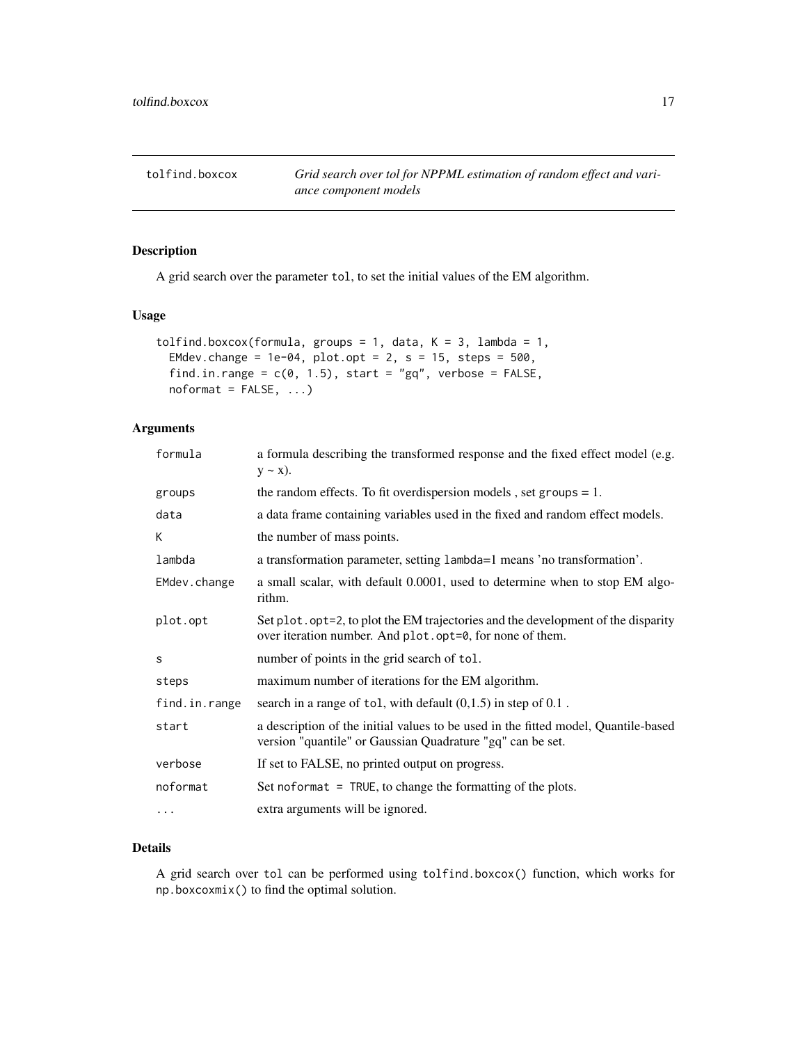# tolfind.boxcox — *Grid search over tol for NPPML estimation of random effect and variance component models*

## Description

A grid search over the parameter tol, to set the initial values of the EM algorithm.

## Usage

```
tolfind.boxcox(formula, groups = 1, data, K = 3, lambda = 1,
  EMdev.change = 1e-04, plot.opt = 2, s = 15, steps = 500,
  find.in.range = c(0, 1.5), start = "gq", verbose = FALSE,
  noformat = FALSE, ...)
```

## Arguments

| | |
|---|---|
| formula | a formula describing the transformed response and the fixed effect model (e.g. y ~ x). |
| groups | the random effects. To fit overdispersion models , set groups = 1. |
| data | a data frame containing variables used in the fixed and random effect models. |
| K | the number of mass points. |
| lambda | a transformation parameter, setting lambda=1 means 'no transformation'. |
| EMdev.change | a small scalar, with default 0.0001, used to determine when to stop EM algorithm. |
| plot.opt | Set plot.opt=2, to plot the EM trajectories and the development of the disparity over iteration number. And plot.opt=0, for none of them. |
| s | number of points in the grid search of tol. |
| steps | maximum number of iterations for the EM algorithm. |
| find.in.range | search in a range of tol, with default (0,1.5) in step of 0.1 . |
| start | a description of the initial values to be used in the fitted model, Quantile-based version "quantile" or Gaussian Quadrature "gq" can be set. |
| verbose | If set to FALSE, no printed output on progress. |
| noformat | Set noformat = TRUE, to change the formatting of the plots. |
| ... | extra arguments will be ignored. |

## Details

A grid search over tol can be performed using tolfind.boxcox() function, which works for np.boxcoxmix() to find the optimal solution.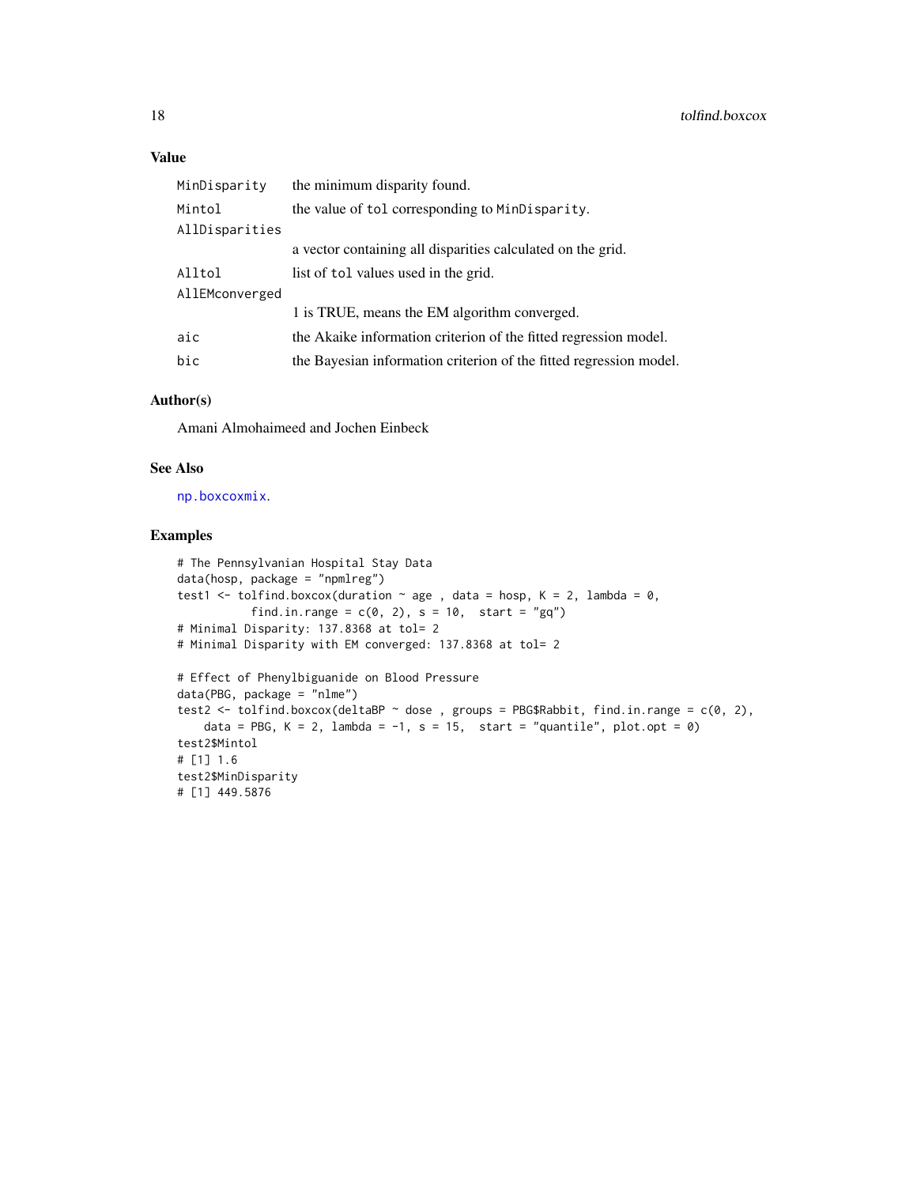### Value

| | |
|---|---|
| `MinDisparity` | the minimum disparity found. |
| `Mintol` | the value of `tol` corresponding to `MinDisparity`. |
| `AllDisparities` | a vector containing all disparities calculated on the grid. |
| `Alltol` | list of `tol` values used in the grid. |
| `AllEMconverged` | 1 is TRUE, means the EM algorithm converged. |
| `aic` | the Akaike information criterion of the fitted regression model. |
| `bic` | the Bayesian information criterion of the fitted regression model. |

### Author(s)

Amani Almohaimeed and Jochen Einbeck

### See Also

`np.boxcoxmix`.

### Examples

```
# The Pennsylvanian Hospital Stay Data
data(hosp, package = "npmlreg")
test1 <- tolfind.boxcox(duration ~ age , data = hosp, K = 2, lambda = 0,
          find.in.range = c(0, 2), s = 10,  start = "gq")
# Minimal Disparity: 137.8368 at tol= 2
# Minimal Disparity with EM converged: 137.8368 at tol= 2

# Effect of Phenylbiguanide on Blood Pressure
data(PBG, package = "nlme")
test2 <- tolfind.boxcox(deltaBP ~ dose , groups = PBG$Rabbit, find.in.range = c(0, 2),
    data = PBG, K = 2, lambda = -1, s = 15,  start = "quantile", plot.opt = 0)
test2$Mintol
# [1] 1.6
test2$MinDisparity
# [1] 449.5876
```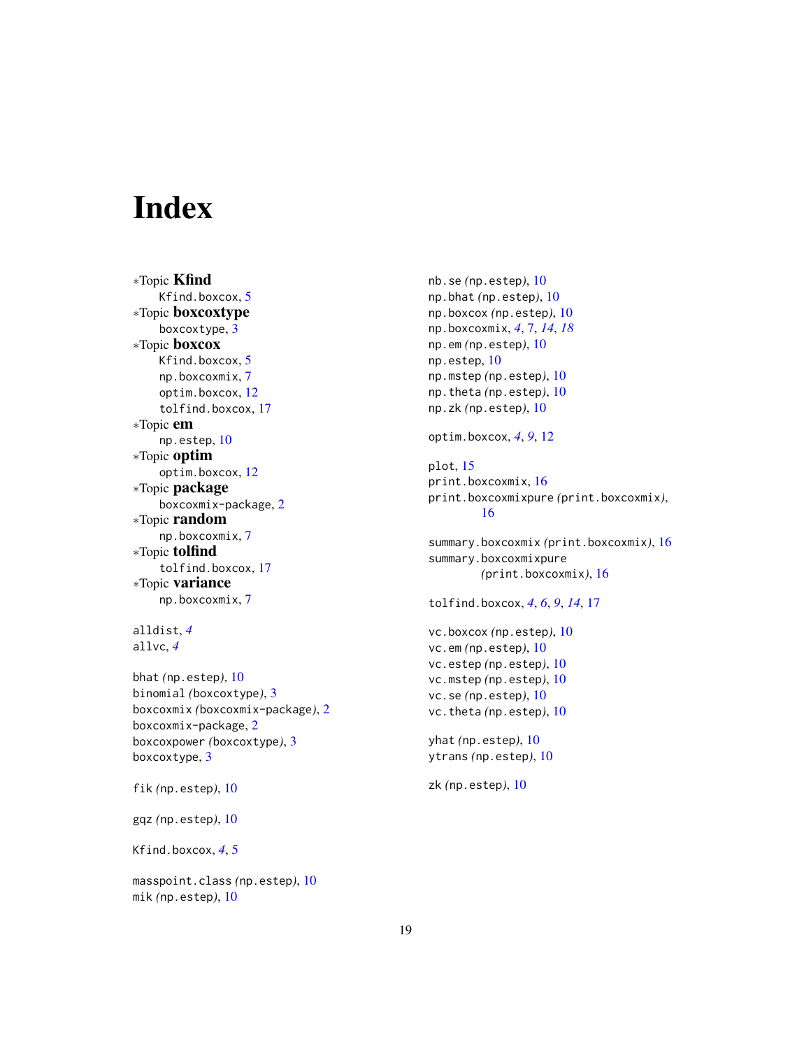# Index

*Topic **Kfind**
  Kfind.boxcox, 5
*Topic **boxcoxtype**
  boxcoxtype, 3
*Topic **boxcox**
  Kfind.boxcox, 5
  np.boxcoxmix, 7
  optim.boxcox, 12
  tolfind.boxcox, 17
*Topic **em**
  np.estep, 10
*Topic **optim**
  optim.boxcox, 12
*Topic **package**
  boxcoxmix-package, 2
*Topic **random**
  np.boxcoxmix, 7
*Topic **tolfind**
  tolfind.boxcox, 17
*Topic **variance**
  np.boxcoxmix, 7

alldist, *4*
allvc, *4*

bhat *(*np.estep*)*, 10
binomial *(*boxcoxtype*)*, 3
boxcoxmix *(*boxcoxmix-package*)*, 2
boxcoxmix-package, 2
boxcoxpower *(*boxcoxtype*)*, 3
boxcoxtype, 3

fik *(*np.estep*)*, 10

gqz *(*np.estep*)*, 10

Kfind.boxcox, *4*, 5

masspoint.class *(*np.estep*)*, 10
mik *(*np.estep*)*, 10

nb.se *(*np.estep*)*, 10
np.bhat *(*np.estep*)*, 10
np.boxcox *(*np.estep*)*, 10
np.boxcoxmix, *4*, 7, *14*, *18*
np.em *(*np.estep*)*, 10
np.estep, 10
np.mstep *(*np.estep*)*, 10
np.theta *(*np.estep*)*, 10
np.zk *(*np.estep*)*, 10

optim.boxcox, *4*, *9*, 12

plot, 15
print.boxcoxmix, 16
print.boxcoxmixpure *(*print.boxcoxmix*)*, 16

summary.boxcoxmix *(*print.boxcoxmix*)*, 16
summary.boxcoxmixpure *(*print.boxcoxmix*)*, 16

tolfind.boxcox, *4*, *6*, *9*, *14*, 17

vc.boxcox *(*np.estep*)*, 10
vc.em *(*np.estep*)*, 10
vc.estep *(*np.estep*)*, 10
vc.mstep *(*np.estep*)*, 10
vc.se *(*np.estep*)*, 10
vc.theta *(*np.estep*)*, 10

yhat *(*np.estep*)*, 10
ytrans *(*np.estep*)*, 10

zk *(*np.estep*)*, 10